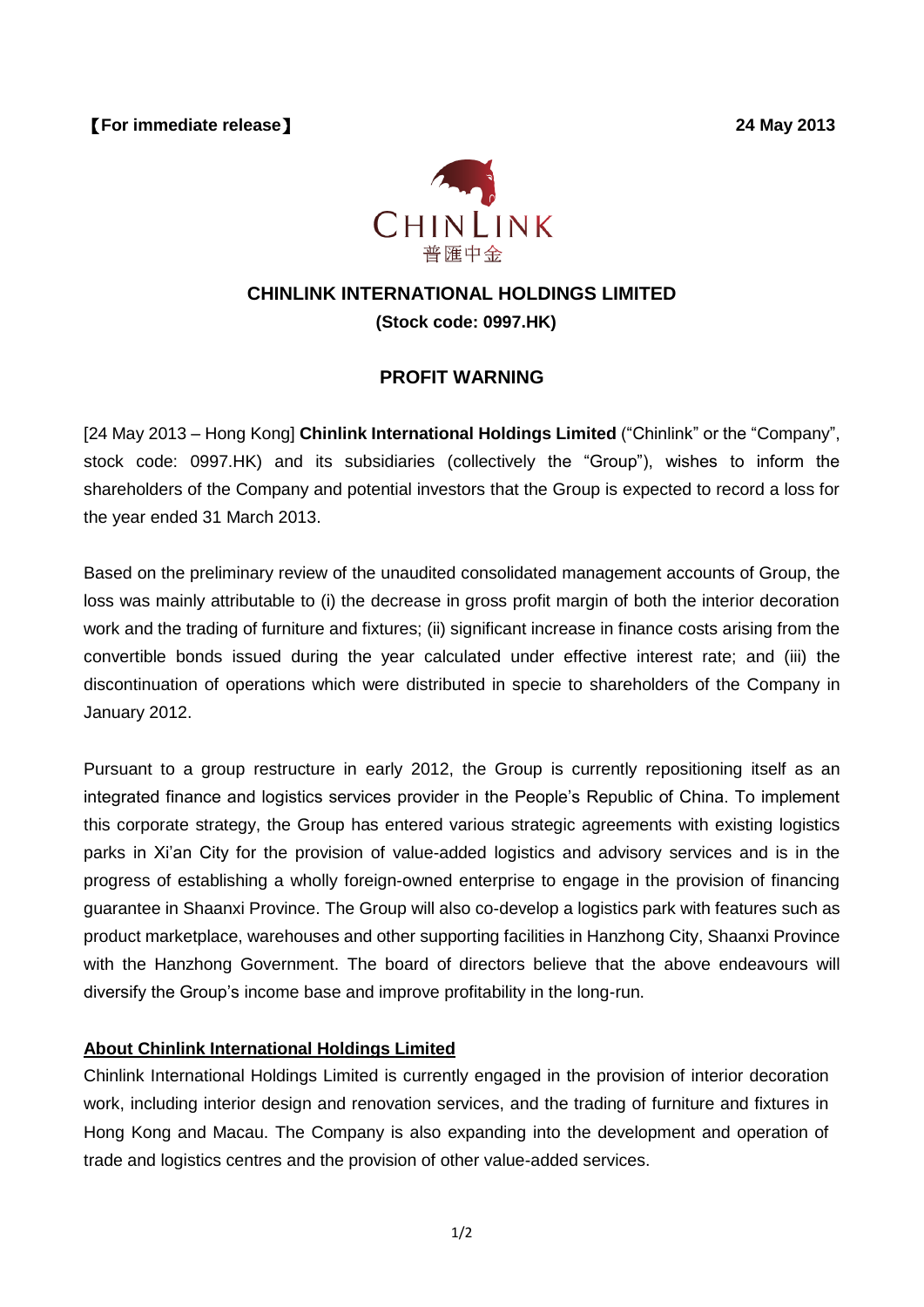【For immediate release】 24 May 2013

CHINLINK
普匯中金

# CHINLINK INTERNATIONAL HOLDINGS LIMITED

**(Stock code: 0997.HK)**

## PROFIT WARNING

[24 May 2013 – Hong Kong] **Chinlink International Holdings Limited** ("Chinlink" or the "Company", stock code: 0997.HK) and its subsidiaries (collectively the "Group"), wishes to inform the shareholders of the Company and potential investors that the Group is expected to record a loss for the year ended 31 March 2013.

Based on the preliminary review of the unaudited consolidated management accounts of Group, the loss was mainly attributable to (i) the decrease in gross profit margin of both the interior decoration work and the trading of furniture and fixtures; (ii) significant increase in finance costs arising from the convertible bonds issued during the year calculated under effective interest rate; and (iii) the discontinuation of operations which were distributed in specie to shareholders of the Company in January 2012.

Pursuant to a group restructure in early 2012, the Group is currently repositioning itself as an integrated finance and logistics services provider in the People's Republic of China. To implement this corporate strategy, the Group has entered various strategic agreements with existing logistics parks in Xi'an City for the provision of value-added logistics and advisory services and is in the progress of establishing a wholly foreign-owned enterprise to engage in the provision of financing guarantee in Shaanxi Province. The Group will also co-develop a logistics park with features such as product marketplace, warehouses and other supporting facilities in Hanzhong City, Shaanxi Province with the Hanzhong Government. The board of directors believe that the above endeavours will diversify the Group's income base and improve profitability in the long-run.

**About Chinlink International Holdings Limited**

Chinlink International Holdings Limited is currently engaged in the provision of interior decoration work, including interior design and renovation services, and the trading of furniture and fixtures in Hong Kong and Macau. The Company is also expanding into the development and operation of trade and logistics centres and the provision of other value-added services.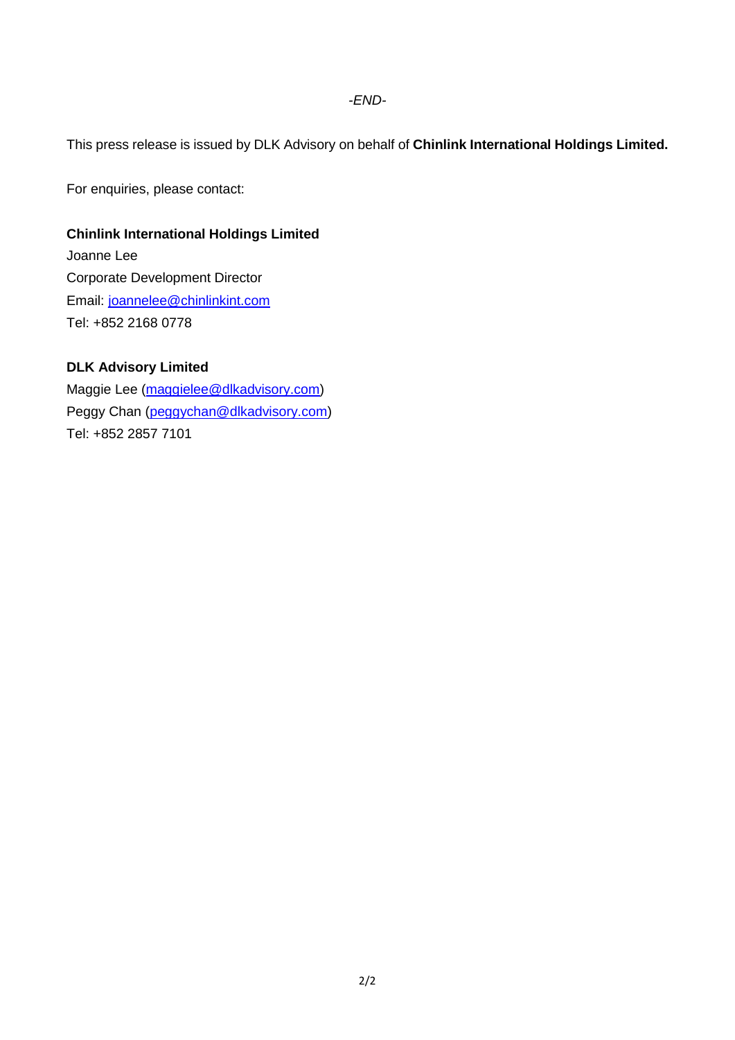*-END-*

This press release is issued by DLK Advisory on behalf of **Chinlink International Holdings Limited.**

For enquiries, please contact:

**Chinlink International Holdings Limited**
Joanne Lee
Corporate Development Director
Email: joannelee@chinlinkint.com
Tel: +852 2168 0778

**DLK Advisory Limited**
Maggie Lee (maggielee@dlkadvisory.com)
Peggy Chan (peggychan@dlkadvisory.com)
Tel: +852 2857 7101